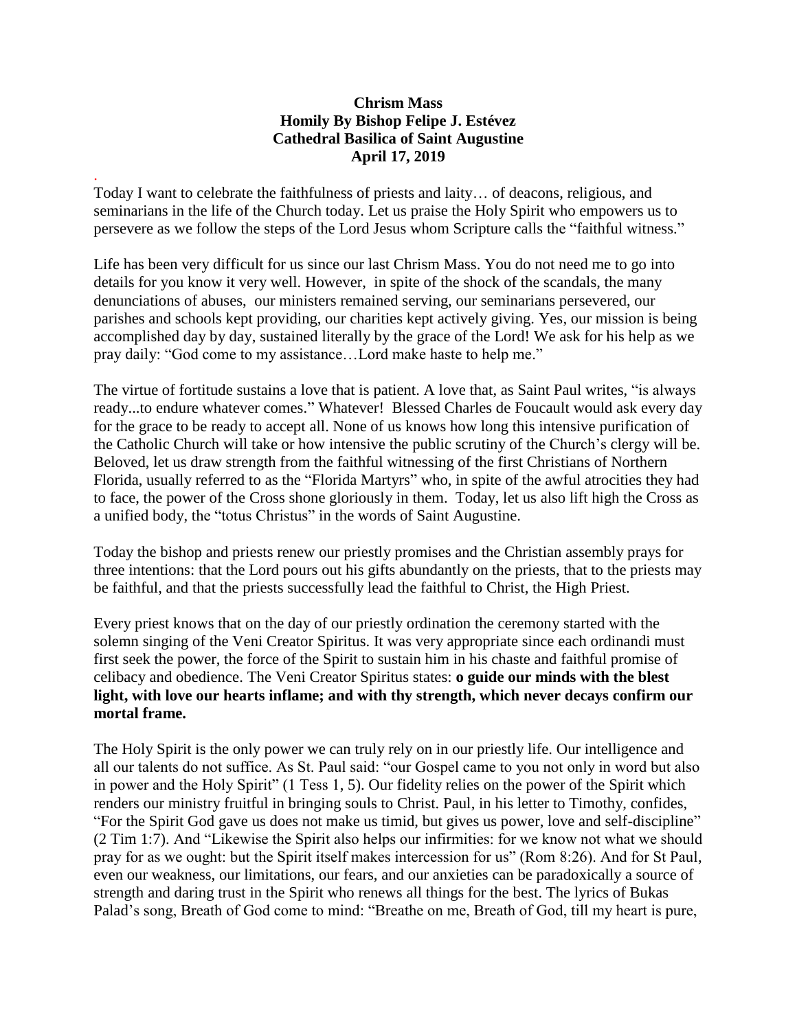**Chrism Mass**
**Homily By Bishop Felipe J. Estévez**
**Cathedral Basilica of Saint Augustine**
**April 17, 2019**

.
Today I want to celebrate the faithfulness of priests and laity… of deacons, religious, and seminarians in the life of the Church today. Let us praise the Holy Spirit who empowers us to persevere as we follow the steps of the Lord Jesus whom Scripture calls the "faithful witness."

Life has been very difficult for us since our last Chrism Mass. You do not need me to go into details for you know it very well. However, in spite of the shock of the scandals, the many denunciations of abuses, our ministers remained serving, our seminarians persevered, our parishes and schools kept providing, our charities kept actively giving. Yes, our mission is being accomplished day by day, sustained literally by the grace of the Lord! We ask for his help as we pray daily: "God come to my assistance…Lord make haste to help me."

The virtue of fortitude sustains a love that is patient. A love that, as Saint Paul writes, "is always ready...to endure whatever comes." Whatever! Blessed Charles de Foucault would ask every day for the grace to be ready to accept all. None of us knows how long this intensive purification of the Catholic Church will take or how intensive the public scrutiny of the Church's clergy will be. Beloved, let us draw strength from the faithful witnessing of the first Christians of Northern Florida, usually referred to as the "Florida Martyrs" who, in spite of the awful atrocities they had to face, the power of the Cross shone gloriously in them. Today, let us also lift high the Cross as a unified body, the "totus Christus" in the words of Saint Augustine.

Today the bishop and priests renew our priestly promises and the Christian assembly prays for three intentions: that the Lord pours out his gifts abundantly on the priests, that to the priests may be faithful, and that the priests successfully lead the faithful to Christ, the High Priest.

Every priest knows that on the day of our priestly ordination the ceremony started with the solemn singing of the Veni Creator Spiritus. It was very appropriate since each ordinandi must first seek the power, the force of the Spirit to sustain him in his chaste and faithful promise of celibacy and obedience. The Veni Creator Spiritus states: **o guide our minds with the blest light, with love our hearts inflame; and with thy strength, which never decays confirm our mortal frame.**

The Holy Spirit is the only power we can truly rely on in our priestly life. Our intelligence and all our talents do not suffice. As St. Paul said: "our Gospel came to you not only in word but also in power and the Holy Spirit" (1 Tess 1, 5). Our fidelity relies on the power of the Spirit which renders our ministry fruitful in bringing souls to Christ. Paul, in his letter to Timothy, confides, "For the Spirit God gave us does not make us timid, but gives us power, love and self-discipline" (2 Tim 1:7). And "Likewise the Spirit also helps our infirmities: for we know not what we should pray for as we ought: but the Spirit itself makes intercession for us" (Rom 8:26). And for St Paul, even our weakness, our limitations, our fears, and our anxieties can be paradoxically a source of strength and daring trust in the Spirit who renews all things for the best. The lyrics of Bukas Palad's song, Breath of God come to mind: "Breathe on me, Breath of God, till my heart is pure,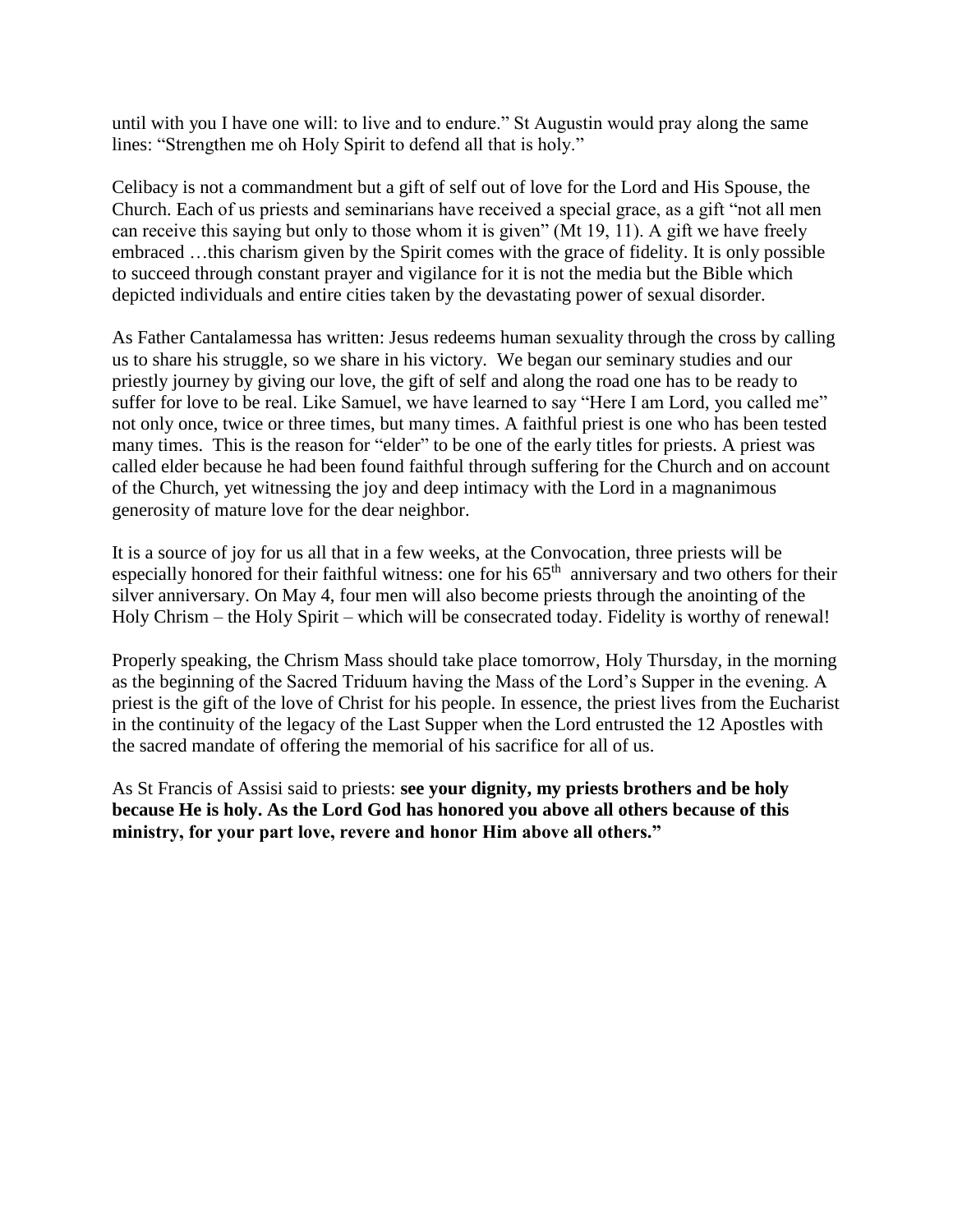until with you I have one will: to live and to endure." St Augustin would pray along the same lines: "Strengthen me oh Holy Spirit to defend all that is holy."

Celibacy is not a commandment but a gift of self out of love for the Lord and His Spouse, the Church. Each of us priests and seminarians have received a special grace, as a gift "not all men can receive this saying but only to those whom it is given" (Mt 19, 11). A gift we have freely embraced …this charism given by the Spirit comes with the grace of fidelity. It is only possible to succeed through constant prayer and vigilance for it is not the media but the Bible which depicted individuals and entire cities taken by the devastating power of sexual disorder.

As Father Cantalamessa has written: Jesus redeems human sexuality through the cross by calling us to share his struggle, so we share in his victory. We began our seminary studies and our priestly journey by giving our love, the gift of self and along the road one has to be ready to suffer for love to be real. Like Samuel, we have learned to say "Here I am Lord, you called me" not only once, twice or three times, but many times. A faithful priest is one who has been tested many times. This is the reason for "elder" to be one of the early titles for priests. A priest was called elder because he had been found faithful through suffering for the Church and on account of the Church, yet witnessing the joy and deep intimacy with the Lord in a magnanimous generosity of mature love for the dear neighbor.

It is a source of joy for us all that in a few weeks, at the Convocation, three priests will be especially honored for their faithful witness: one for his 65th anniversary and two others for their silver anniversary. On May 4, four men will also become priests through the anointing of the Holy Chrism – the Holy Spirit – which will be consecrated today. Fidelity is worthy of renewal!

Properly speaking, the Chrism Mass should take place tomorrow, Holy Thursday, in the morning as the beginning of the Sacred Triduum having the Mass of the Lord's Supper in the evening. A priest is the gift of the love of Christ for his people. In essence, the priest lives from the Eucharist in the continuity of the legacy of the Last Supper when the Lord entrusted the 12 Apostles with the sacred mandate of offering the memorial of his sacrifice for all of us.

As St Francis of Assisi said to priests: **see your dignity, my priests brothers and be holy because He is holy. As the Lord God has honored you above all others because of this ministry, for your part love, revere and honor Him above all others."**